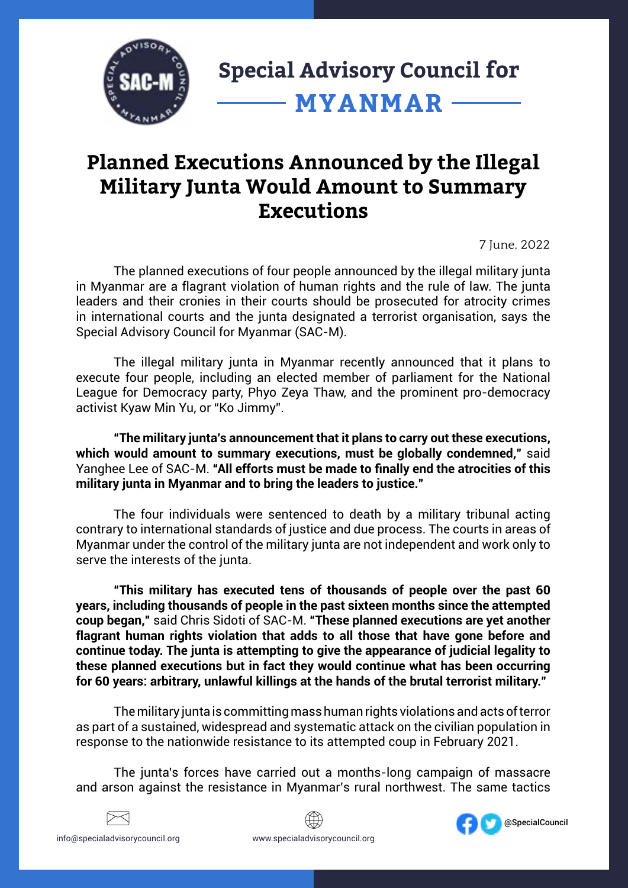# Special Advisory Council for MYANMAR

## Planned Executions Announced by the Illegal Military Junta Would Amount to Summary Executions

7 June, 2022

The planned executions of four people announced by the illegal military junta in Myanmar are a flagrant violation of human rights and the rule of law. The junta leaders and their cronies in their courts should be prosecuted for atrocity crimes in international courts and the junta designated a terrorist organisation, says the Special Advisory Council for Myanmar (SAC-M).

The illegal military junta in Myanmar recently announced that it plans to execute four people, including an elected member of parliament for the National League for Democracy party, Phyo Zeya Thaw, and the prominent pro-democracy activist Kyaw Min Yu, or "Ko Jimmy".

**"The military junta's announcement that it plans to carry out these executions, which would amount to summary executions, must be globally condemned,"** said Yanghee Lee of SAC-M. **"All efforts must be made to finally end the atrocities of this military junta in Myanmar and to bring the leaders to justice."**

The four individuals were sentenced to death by a military tribunal acting contrary to international standards of justice and due process. The courts in areas of Myanmar under the control of the military junta are not independent and work only to serve the interests of the junta.

**"This military has executed tens of thousands of people over the past 60 years, including thousands of people in the past sixteen months since the attempted coup began,"** said Chris Sidoti of SAC-M. **"These planned executions are yet another flagrant human rights violation that adds to all those that have gone before and continue today. The junta is attempting to give the appearance of judicial legality to these planned executions but in fact they would continue what has been occurring for 60 years: arbitrary, unlawful killings at the hands of the brutal terrorist military."**

The military junta is committing mass human rights violations and acts of terror as part of a sustained, widespread and systematic attack on the civilian population in response to the nationwide resistance to its attempted coup in February 2021.

The junta's forces have carried out a months-long campaign of massacre and arson against the resistance in Myanmar's rural northwest. The same tactics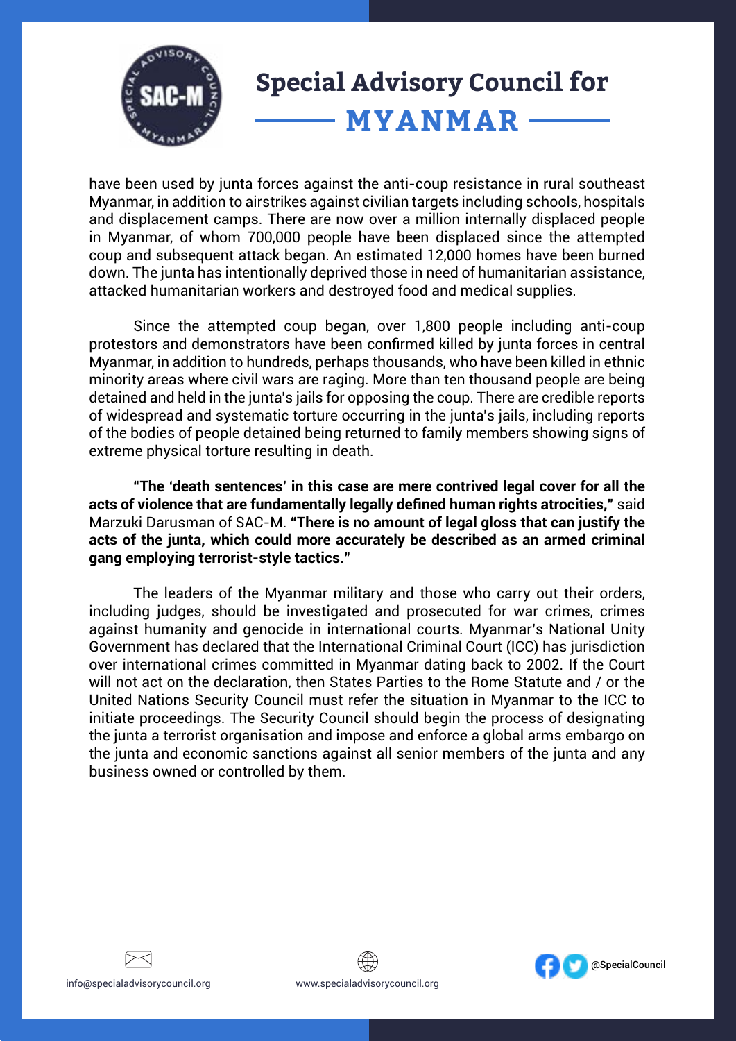have been used by junta forces against the anti-coup resistance in rural southeast Myanmar, in addition to airstrikes against civilian targets including schools, hospitals and displacement camps. There are now over a million internally displaced people in Myanmar, of whom 700,000 people have been displaced since the attempted coup and subsequent attack began. An estimated 12,000 homes have been burned down. The junta has intentionally deprived those in need of humanitarian assistance, attacked humanitarian workers and destroyed food and medical supplies.

Since the attempted coup began, over 1,800 people including anti-coup protestors and demonstrators have been confirmed killed by junta forces in central Myanmar, in addition to hundreds, perhaps thousands, who have been killed in ethnic minority areas where civil wars are raging. More than ten thousand people are being detained and held in the junta's jails for opposing the coup. There are credible reports of widespread and systematic torture occurring in the junta's jails, including reports of the bodies of people detained being returned to family members showing signs of extreme physical torture resulting in death.

**"The 'death sentences' in this case are mere contrived legal cover for all the acts of violence that are fundamentally legally defined human rights atrocities,"** said Marzuki Darusman of SAC-M. **"There is no amount of legal gloss that can justify the acts of the junta, which could more accurately be described as an armed criminal gang employing terrorist-style tactics."**

The leaders of the Myanmar military and those who carry out their orders, including judges, should be investigated and prosecuted for war crimes, crimes against humanity and genocide in international courts. Myanmar's National Unity Government has declared that the International Criminal Court (ICC) has jurisdiction over international crimes committed in Myanmar dating back to 2002. If the Court will not act on the declaration, then States Parties to the Rome Statute and / or the United Nations Security Council must refer the situation in Myanmar to the ICC to initiate proceedings. The Security Council should begin the process of designating the junta a terrorist organisation and impose and enforce a global arms embargo on the junta and economic sanctions against all senior members of the junta and any business owned or controlled by them.